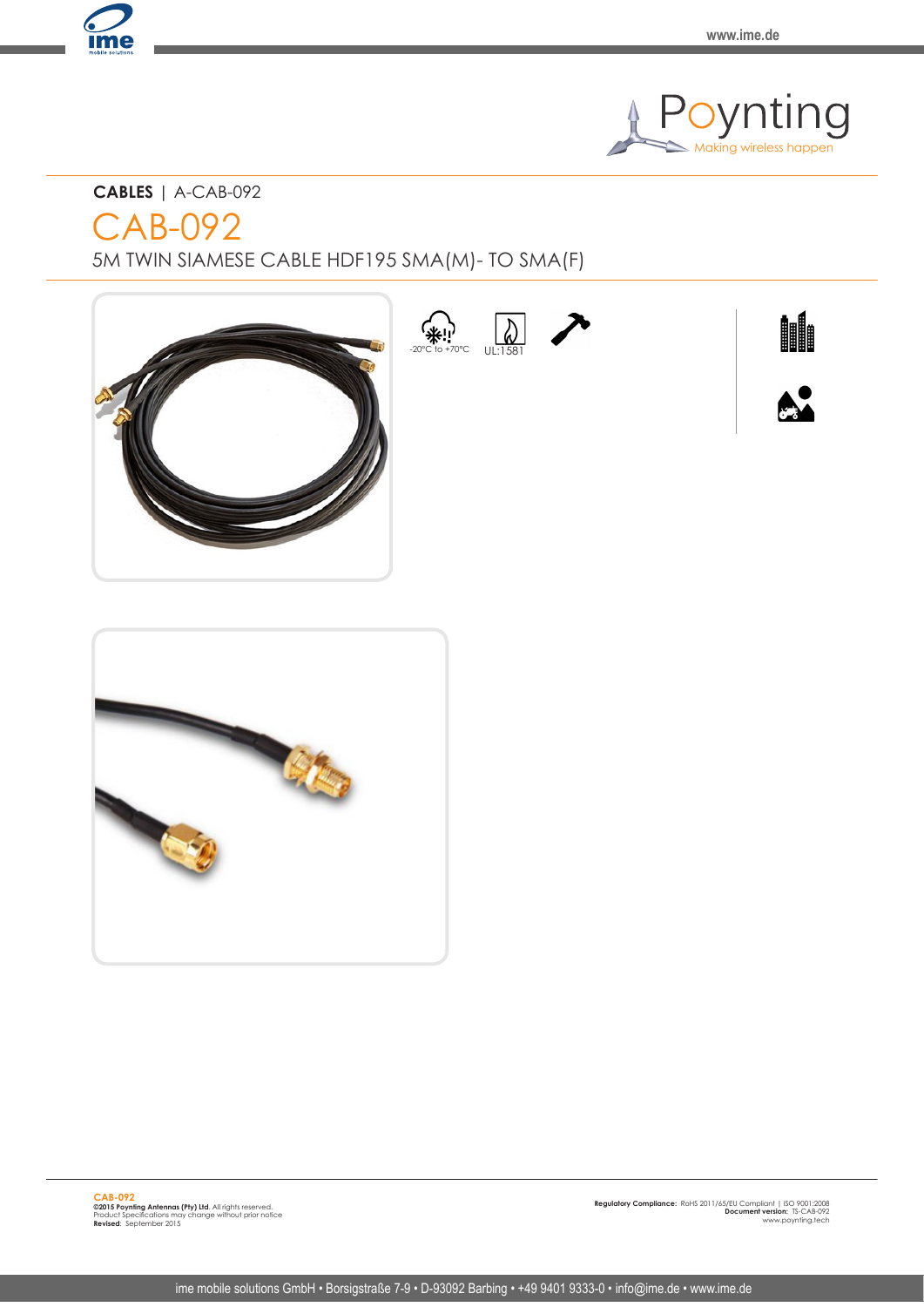**CABLES** | A-CAB-092

# CAB-092

## 5M TWIN SIAMESE CABLE HDF195 SMA(M)- TO SMA(F)

-20°C to +70°C

UL:1581

**CAB-092**
**©2015 Poynting Antennas (Pty) Ltd**. All rights reserved.
Product Specifications may change without prior notice
**Revised**: September 2015

**Regulatory Compliance:** RoHS 2011/65/EU Compliant | ISO 9001:2008
**Document version:** TS-CAB-092
www.poynting.tech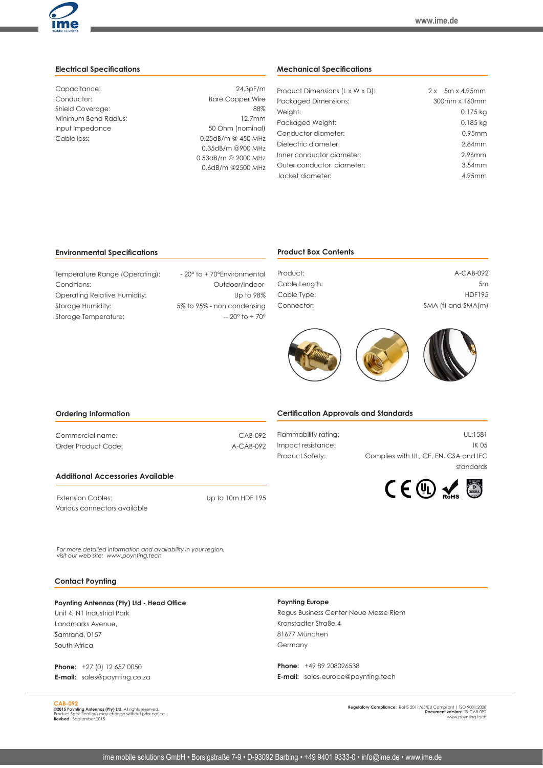## Electrical Specifications

| | |
|---|---|
| Capacitance: | 24.3pF/m |
| Conductor: | Bare Copper Wire |
| Shield Coverage: | 88% |
| Minimum Bend Radius: | 12.7mm |
| Input Impedance | 50 Ohm (nominal) |
| Cable loss: | 0.25dB/m @ 450 MHz |
| | 0.35dB/m @900 MHz |
| | 0.53dB/m @ 2000 MHz |
| | 0.6dB/m @2500 MHz |

## Mechanical Specifications

| | |
|---|---|
| Product Dimensions (L x W x D): | 2 x 5m x 4.95mm |
| Packaged Dimensions: | 300mm x 160mm |
| Weight: | 0.175 kg |
| Packaged Weight: | 0.185 kg |
| Conductor diameter: | 0.95mm |
| Dielectric diameter: | 2.84mm |
| Inner conductor diameter: | 2.96mm |
| Outer conductor diameter: | 3.54mm |
| Jacket diameter: | 4.95mm |

## Environmental Specifications

| | |
|---|---|
| Temperature Range (Operating): | - 20° to + 70°Environmental |
| Conditions: | Outdoor/Indoor |
| Operating Relative Humidity: | Up to 98% |
| Storage Humidity: | 5% to 95% - non condensing |
| Storage Temperature: | -- 20° to + 70° |

## Product Box Contents

| | |
|---|---|
| Product: | A-CAB-092 |
| Cable Length: | 5m |
| Cable Type: | HDF195 |
| Connector: | SMA (f) and SMA(m) |

## Ordering Information

| | |
|---|---|
| Commercial name: | CAB-092 |
| Order Product Code: | A-CAB-092 |

## Certification Approvals and Standards

| | |
|---|---|
| Flammability rating: | UL:1581 |
| Impact resistance: | IK 05 |
| Product Safety: | Complies with UL, CE, EN, CSA and IEC standards |

## Additional Accessories Available

| | |
|---|---|
| Extension Cables: | Up to 10m HDF 195 |
| Various connectors available | |

*For more detailed information and availability in your region, visit our web site: www.poynting.tech*

## Contact Poynting

**Poynting Antennas (Pty) Ltd - Head Office**
Unit 4, N1 Industrial Park
Landmarks Avenue,
Samrand, 0157
South Africa

**Phone:** +27 (0) 12 657 0050
**E-mail:** sales@poynting.co.za

**Poynting Europe**
Regus Business Center Neue Messe Riem
Kronstadter Straße 4
81677 München
Germany

**Phone:** +49 89 208026538
**E-mail:** sales-europe@poynting.tech

**CAB-092**
**©2015 Poynting Antennas (Pty) Ltd.** All rights reserved.
Product Specifications may change without prior notice
**Revised**: September 2015

**Regulatory Compliance:** RoHS 2011/65/EU Compliant | ISO 9001:2008
**Document version:** TS-CAB-092
www.poynting.tech

ime mobile solutions GmbH • Borsigstraße 7-9 • D-93092 Barbing • +49 9401 9333-0 • info@ime.de • www.ime.de